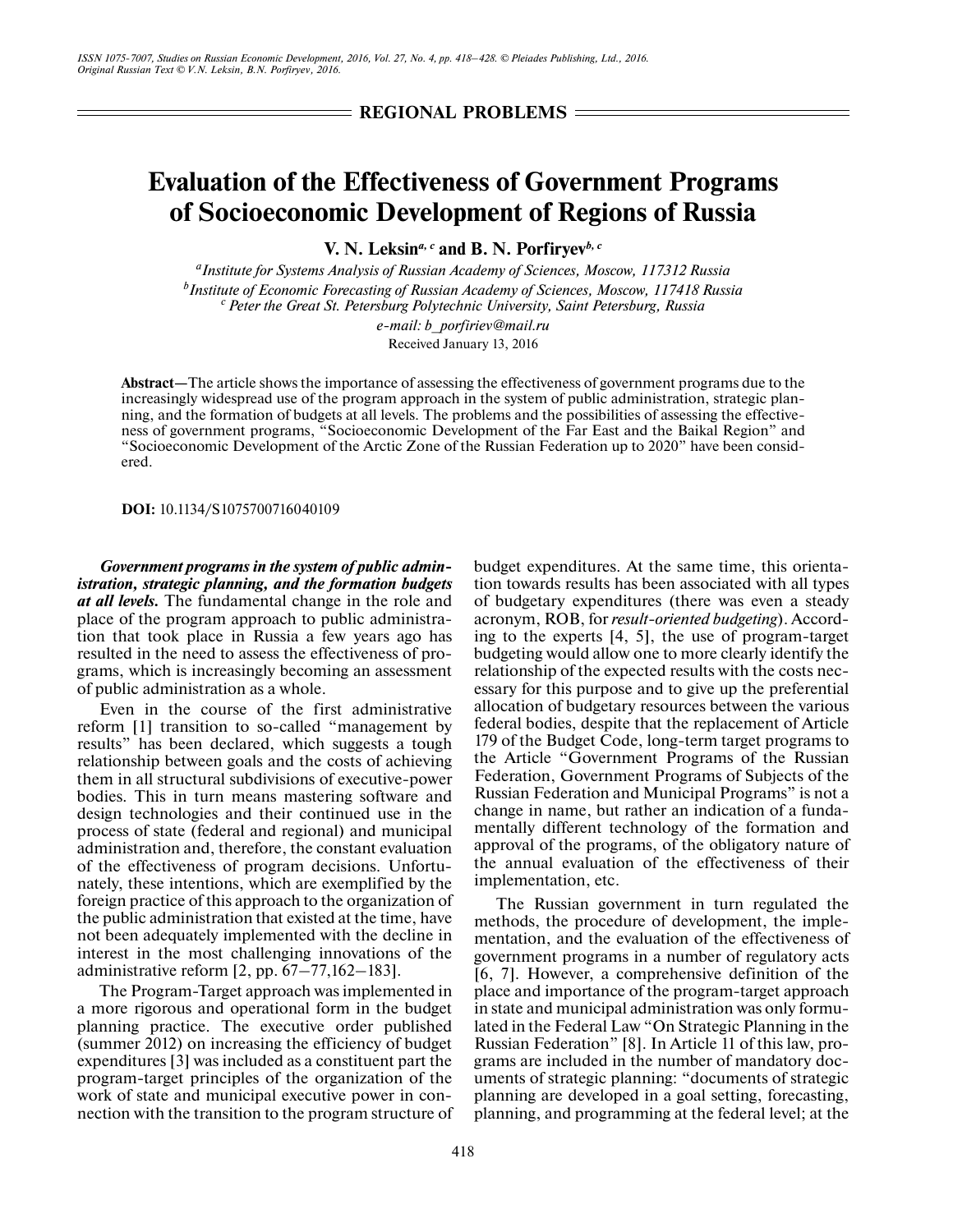REGIONAL PROBLEMS

# Evaluation of the Effectiveness of Government Programs of Socioeconomic Development of Regions of Russia

**V. N. Leksin[a, c] and B. N. Porfiryev[b, c]**

[a] *Institute for Systems Analysis of Russian Academy of Sciences, Moscow, 117312 Russia*
[b] *Institute of Economic Forecasting of Russian Academy of Sciences, Moscow, 117418 Russia*
[c] *Peter the Great St. Petersburg Polytechnic University, Saint Petersburg, Russia*
*e-mail: b_porfiriev@mail.ru*
Received January 13, 2016

**Abstract**—The article shows the importance of assessing the effectiveness of government programs due to the increasingly widespread use of the program approach in the system of public administration, strategic planning, and the formation of budgets at all levels. The problems and the possibilities of assessing the effectiveness of government programs, "Socioeconomic Development of the Far East and the Baikal Region" and "Socioeconomic Development of the Arctic Zone of the Russian Federation up to 2020" have been considered.

**DOI:** 10.1134/S1075700716040109

***Government programs in the system of public administration, strategic planning, and the formation budgets at all levels.*** The fundamental change in the role and place of the program approach to public administration that took place in Russia a few years ago has resulted in the need to assess the effectiveness of programs, which is increasingly becoming an assessment of public administration as a whole.

Even in the course of the first administrative reform [1] transition to so-called "management by results" has been declared, which suggests a tough relationship between goals and the costs of achieving them in all structural subdivisions of executive-power bodies. This in turn means mastering software and design technologies and their continued use in the process of state (federal and regional) and municipal administration and, therefore, the constant evaluation of the effectiveness of program decisions. Unfortunately, these intentions, which are exemplified by the foreign practice of this approach to the organization of the public administration that existed at the time, have not been adequately implemented with the decline in interest in the most challenging innovations of the administrative reform [2, pp. 67–77,162–183].

The Program-Target approach was implemented in a more rigorous and operational form in the budget planning practice. The executive order published (summer 2012) on increasing the efficiency of budget expenditures [3] was included as a constituent part the program-target principles of the organization of the work of state and municipal executive power in connection with the transition to the program structure of budget expenditures. At the same time, this orientation towards results has been associated with all types of budgetary expenditures (there was even a steady acronym, ROB, for *result-oriented budgeting*). According to the experts [4, 5], the use of program-target budgeting would allow one to more clearly identify the relationship of the expected results with the costs necessary for this purpose and to give up the preferential allocation of budgetary resources between the various federal bodies, despite that the replacement of Article 179 of the Budget Code, long-term target programs to the Article "Government Programs of the Russian Federation, Government Programs of Subjects of the Russian Federation and Municipal Programs" is not a change in name, but rather an indication of a fundamentally different technology of the formation and approval of the programs, of the obligatory nature of the annual evaluation of the effectiveness of their implementation, etc.

The Russian government in turn regulated the methods, the procedure of development, the implementation, and the evaluation of the effectiveness of government programs in a number of regulatory acts [6, 7]. However, a comprehensive definition of the place and importance of the program-target approach in state and municipal administration was only formulated in the Federal Law "On Strategic Planning in the Russian Federation" [8]. In Article 11 of this law, programs are included in the number of mandatory documents of strategic planning: "documents of strategic planning are developed in a goal setting, forecasting, planning, and programming at the federal level; at the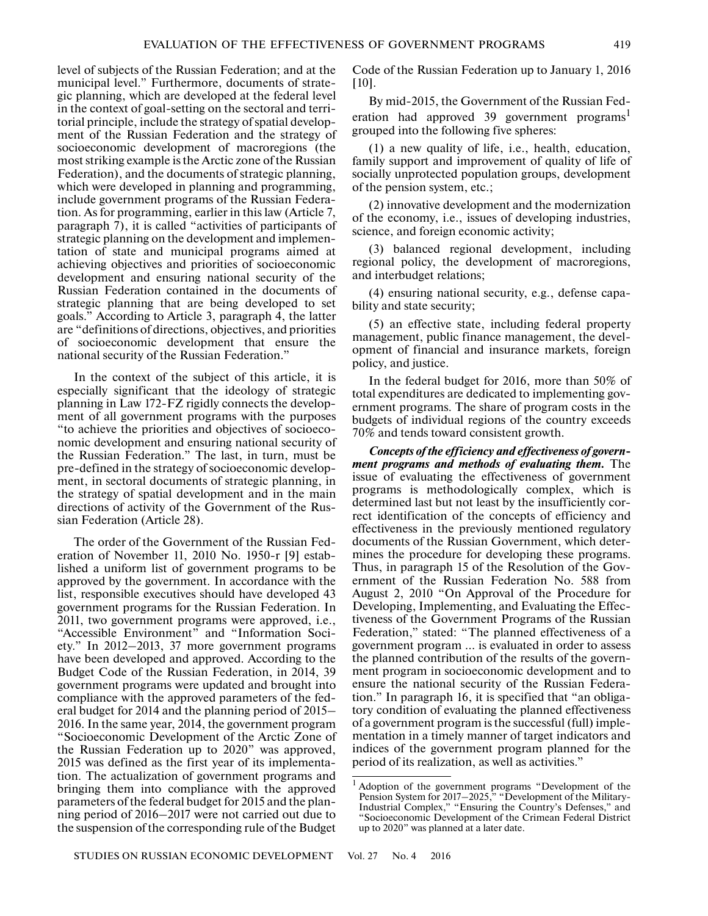level of subjects of the Russian Federation; and at the municipal level." Furthermore, documents of strategic planning, which are developed at the federal level in the context of goal-setting on the sectoral and territorial principle, include the strategy of spatial development of the Russian Federation and the strategy of socioeconomic development of macroregions (the most striking example is the Arctic zone of the Russian Federation), and the documents of strategic planning, which were developed in planning and programming, include government programs of the Russian Federation. As for programming, earlier in this law (Article 7, paragraph 7), it is called "activities of participants of strategic planning on the development and implementation of state and municipal programs aimed at achieving objectives and priorities of socioeconomic development and ensuring national security of the Russian Federation contained in the documents of strategic planning that are being developed to set goals." According to Article 3, paragraph 4, the latter are "definitions of directions, objectives, and priorities of socioeconomic development that ensure the national security of the Russian Federation."

In the context of the subject of this article, it is especially significant that the ideology of strategic planning in Law 172-FZ rigidly connects the development of all government programs with the purposes "to achieve the priorities and objectives of socioeconomic development and ensuring national security of the Russian Federation." The last, in turn, must be pre-defined in the strategy of socioeconomic development, in sectoral documents of strategic planning, in the strategy of spatial development and in the main directions of activity of the Government of the Russian Federation (Article 28).

The order of the Government of the Russian Federation of November 11, 2010 No. 1950-r [9] established a uniform list of government programs to be approved by the government. In accordance with the list, responsible executives should have developed 43 government programs for the Russian Federation. In 2011, two government programs were approved, i.e., "Accessible Environment" and "Information Society." In 2012–2013, 37 more government programs have been developed and approved. According to the Budget Code of the Russian Federation, in 2014, 39 government programs were updated and brought into compliance with the approved parameters of the federal budget for 2014 and the planning period of 2015–2016. In the same year, 2014, the government program "Socioeconomic Development of the Arctic Zone of the Russian Federation up to 2020" was approved, 2015 was defined as the first year of its implementation. The actualization of government programs and bringing them into compliance with the approved parameters of the federal budget for 2015 and the planning period of 2016–2017 were not carried out due to the suspension of the corresponding rule of the Budget Code of the Russian Federation up to January 1, 2016 [10].

By mid-2015, the Government of the Russian Federation had approved 39 government programs[1] grouped into the following five spheres:

(1) a new quality of life, i.e., health, education, family support and improvement of quality of life of socially unprotected population groups, development of the pension system, etc.;

(2) innovative development and the modernization of the economy, i.e., issues of developing industries, science, and foreign economic activity;

(3) balanced regional development, including regional policy, the development of macroregions, and interbudget relations;

(4) ensuring national security, e.g., defense capability and state security;

(5) an effective state, including federal property management, public finance management, the development of financial and insurance markets, foreign policy, and justice.

In the federal budget for 2016, more than 50% of total expenditures are dedicated to implementing government programs. The share of program costs in the budgets of individual regions of the country exceeds 70% and tends toward consistent growth.

***Concepts of the efficiency and effectiveness of government programs and methods of evaluating them.*** The issue of evaluating the effectiveness of government programs is methodologically complex, which is determined last but not least by the insufficiently correct identification of the concepts of efficiency and effectiveness in the previously mentioned regulatory documents of the Russian Government, which determines the procedure for developing these programs. Thus, in paragraph 15 of the Resolution of the Government of the Russian Federation No. 588 from August 2, 2010 "On Approval of the Procedure for Developing, Implementing, and Evaluating the Effectiveness of the Government Programs of the Russian Federation," stated: "The planned effectiveness of a government program ... is evaluated in order to assess the planned contribution of the results of the government program in socioeconomic development and to ensure the national security of the Russian Federation." In paragraph 16, it is specified that "an obligatory condition of evaluating the planned effectiveness of a government program is the successful (full) implementation in a timely manner of target indicators and indices of the government program planned for the period of its realization, as well as activities."

[1] Adoption of the government programs "Development of the Pension System for 2017–2025," "Development of the Military-Industrial Complex," "Ensuring the Country's Defenses," and "Socioeconomic Development of the Crimean Federal District up to 2020" was planned at a later date.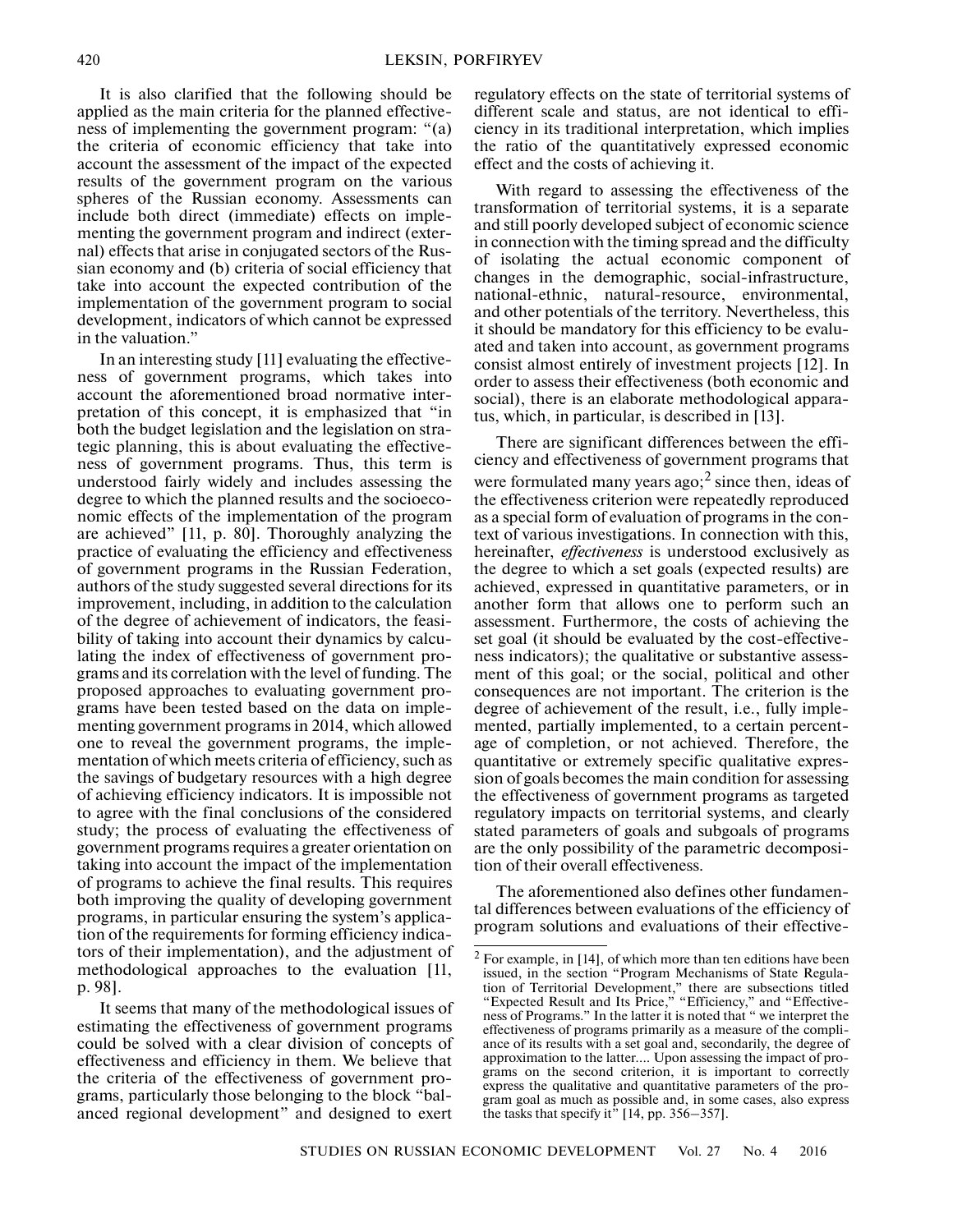It is also clarified that the following should be applied as the main criteria for the planned effectiveness of implementing the government program: "(a) the criteria of economic efficiency that take into account the assessment of the impact of the expected results of the government program on the various spheres of the Russian economy. Assessments can include both direct (immediate) effects on implementing the government program and indirect (external) effects that arise in conjugated sectors of the Russian economy and (b) criteria of social efficiency that take into account the expected contribution of the implementation of the government program to social development, indicators of which cannot be expressed in the valuation."

In an interesting study [11] evaluating the effectiveness of government programs, which takes into account the aforementioned broad normative interpretation of this concept, it is emphasized that "in both the budget legislation and the legislation on strategic planning, this is about evaluating the effectiveness of government programs. Thus, this term is understood fairly widely and includes assessing the degree to which the planned results and the socioeconomic effects of the implementation of the program are achieved" [11, p. 80]. Thoroughly analyzing the practice of evaluating the efficiency and effectiveness of government programs in the Russian Federation, authors of the study suggested several directions for its improvement, including, in addition to the calculation of the degree of achievement of indicators, the feasibility of taking into account their dynamics by calculating the index of effectiveness of government programs and its correlation with the level of funding. The proposed approaches to evaluating government programs have been tested based on the data on implementing government programs in 2014, which allowed one to reveal the government programs, the implementation of which meets criteria of efficiency, such as the savings of budgetary resources with a high degree of achieving efficiency indicators. It is impossible not to agree with the final conclusions of the considered study; the process of evaluating the effectiveness of government programs requires a greater orientation on taking into account the impact of the implementation of programs to achieve the final results. This requires both improving the quality of developing government programs, in particular ensuring the system's application of the requirements for forming efficiency indicators of their implementation), and the adjustment of methodological approaches to the evaluation [11, p. 98].

It seems that many of the methodological issues of estimating the effectiveness of government programs could be solved with a clear division of concepts of effectiveness and efficiency in them. We believe that the criteria of the effectiveness of government programs, particularly those belonging to the block "balanced regional development" and designed to exert regulatory effects on the state of territorial systems of different scale and status, are not identical to efficiency in its traditional interpretation, which implies the ratio of the quantitatively expressed economic effect and the costs of achieving it.

With regard to assessing the effectiveness of the transformation of territorial systems, it is a separate and still poorly developed subject of economic science in connection with the timing spread and the difficulty of isolating the actual economic component of changes in the demographic, social-infrastructure, national-ethnic, natural-resource, environmental, and other potentials of the territory. Nevertheless, this it should be mandatory for this efficiency to be evaluated and taken into account, as government programs consist almost entirely of investment projects [12]. In order to assess their effectiveness (both economic and social), there is an elaborate methodological apparatus, which, in particular, is described in [13].

There are significant differences between the efficiency and effectiveness of government programs that were formulated many years ago;[2] since then, ideas of the effectiveness criterion were repeatedly reproduced as a special form of evaluation of programs in the context of various investigations. In connection with this, hereinafter, *effectiveness* is understood exclusively as the degree to which a set goals (expected results) are achieved, expressed in quantitative parameters, or in another form that allows one to perform such an assessment. Furthermore, the costs of achieving the set goal (it should be evaluated by the cost-effectiveness indicators); the qualitative or substantive assessment of this goal; or the social, political and other consequences are not important. The criterion is the degree of achievement of the result, i.e., fully implemented, partially implemented, to a certain percentage of completion, or not achieved. Therefore, the quantitative or extremely specific qualitative expression of goals becomes the main condition for assessing the effectiveness of government programs as targeted regulatory impacts on territorial systems, and clearly stated parameters of goals and subgoals of programs are the only possibility of the parametric decomposition of their overall effectiveness.

The aforementioned also defines other fundamental differences between evaluations of the efficiency of program solutions and evaluations of their effective-

[2] For example, in [14], of which more than ten editions have been issued, in the section "Program Mechanisms of State Regulation of Territorial Development," there are subsections titled "Expected Result and Its Price," "Efficiency," and "Effectiveness of Programs." In the latter it is noted that " we interpret the effectiveness of programs primarily as a measure of the compliance of its results with a set goal and, secondarily, the degree of approximation to the latter.... Upon assessing the impact of programs on the second criterion, it is important to correctly express the qualitative and quantitative parameters of the program goal as much as possible and, in some cases, also express the tasks that specify it" [14, pp. 356–357].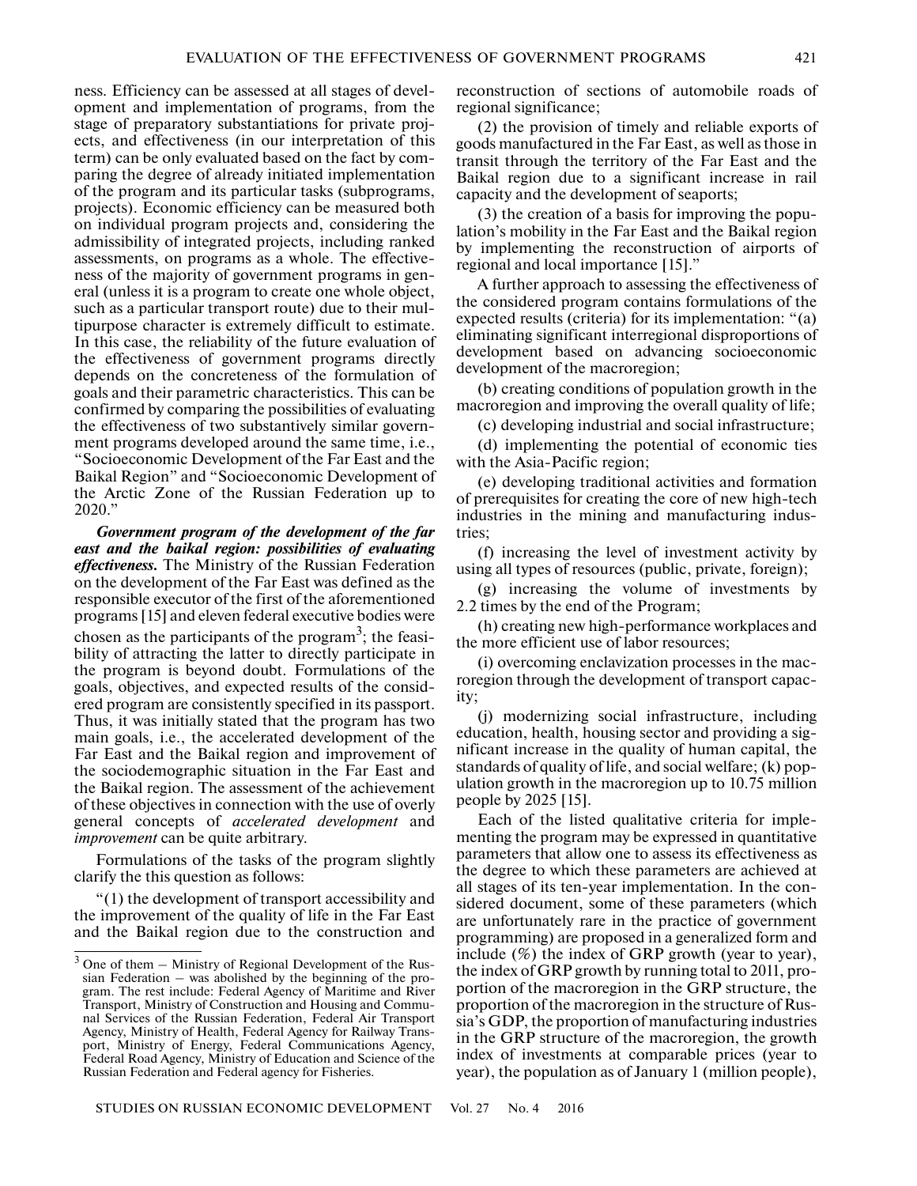ness. Efficiency can be assessed at all stages of development and implementation of programs, from the stage of preparatory substantiations for private projects, and effectiveness (in our interpretation of this term) can be only evaluated based on the fact by comparing the degree of already initiated implementation of the program and its particular tasks (subprograms, projects). Economic efficiency can be measured both on individual program projects and, considering the admissibility of integrated projects, including ranked assessments, on programs as a whole. The effectiveness of the majority of government programs in general (unless it is a program to create one whole object, such as a particular transport route) due to their multipurpose character is extremely difficult to estimate. In this case, the reliability of the future evaluation of the effectiveness of government programs directly depends on the concreteness of the formulation of goals and their parametric characteristics. This can be confirmed by comparing the possibilities of evaluating the effectiveness of two substantively similar government programs developed around the same time, i.e., "Socioeconomic Development of the Far East and the Baikal Region" and "Socioeconomic Development of the Arctic Zone of the Russian Federation up to 2020."

***Government program of the development of the far east and the baikal region: possibilities of evaluating effectiveness.*** The Ministry of the Russian Federation on the development of the Far East was defined as the responsible executor of the first of the aforementioned programs [15] and eleven federal executive bodies were chosen as the participants of the program[3]; the feasibility of attracting the latter to directly participate in the program is beyond doubt. Formulations of the goals, objectives, and expected results of the considered program are consistently specified in its passport. Thus, it was initially stated that the program has two main goals, i.e., the accelerated development of the Far East and the Baikal region and improvement of the sociodemographic situation in the Far East and the Baikal region. The assessment of the achievement of these objectives in connection with the use of overly general concepts of *accelerated development* and *improvement* can be quite arbitrary.

Formulations of the tasks of the program slightly clarify the this question as follows:

"(1) the development of transport accessibility and the improvement of the quality of life in the Far East and the Baikal region due to the construction and reconstruction of sections of automobile roads of regional significance;

(2) the provision of timely and reliable exports of goods manufactured in the Far East, as well as those in transit through the territory of the Far East and the Baikal region due to a significant increase in rail capacity and the development of seaports;

(3) the creation of a basis for improving the population's mobility in the Far East and the Baikal region by implementing the reconstruction of airports of regional and local importance [15]."

A further approach to assessing the effectiveness of the considered program contains formulations of the expected results (criteria) for its implementation: "(a) eliminating significant interregional disproportions of development based on advancing socioeconomic development of the macroregion;

(b) creating conditions of population growth in the macroregion and improving the overall quality of life;

(c) developing industrial and social infrastructure;

(d) implementing the potential of economic ties with the Asia-Pacific region;

(e) developing traditional activities and formation of prerequisites for creating the core of new high-tech industries in the mining and manufacturing industries;

(f) increasing the level of investment activity by using all types of resources (public, private, foreign);

(g) increasing the volume of investments by 2.2 times by the end of the Program;

(h) creating new high-performance workplaces and the more efficient use of labor resources;

(i) overcoming enclavization processes in the macroregion through the development of transport capacity;

(j) modernizing social infrastructure, including education, health, housing sector and providing a significant increase in the quality of human capital, the standards of quality of life, and social welfare; (k) population growth in the macroregion up to 10.75 million people by 2025 [15].

Each of the listed qualitative criteria for implementing the program may be expressed in quantitative parameters that allow one to assess its effectiveness as the degree to which these parameters are achieved at all stages of its ten-year implementation. In the considered document, some of these parameters (which are unfortunately rare in the practice of government programming) are proposed in a generalized form and include (%) the index of GRP growth (year to year), the index of GRP growth by running total to 2011, proportion of the macroregion in the GRP structure, the proportion of the macroregion in the structure of Russia's GDP, the proportion of manufacturing industries in the GRP structure of the macroregion, the growth index of investments at comparable prices (year to year), the population as of January 1 (million people),

[3] One of them – Ministry of Regional Development of the Russian Federation – was abolished by the beginning of the program. The rest include: Federal Agency of Maritime and River Transport, Ministry of Construction and Housing and Communal Services of the Russian Federation, Federal Air Transport Agency, Ministry of Health, Federal Agency for Railway Transport, Ministry of Energy, Federal Communications Agency, Federal Road Agency, Ministry of Education and Science of the Russian Federation and Federal agency for Fisheries.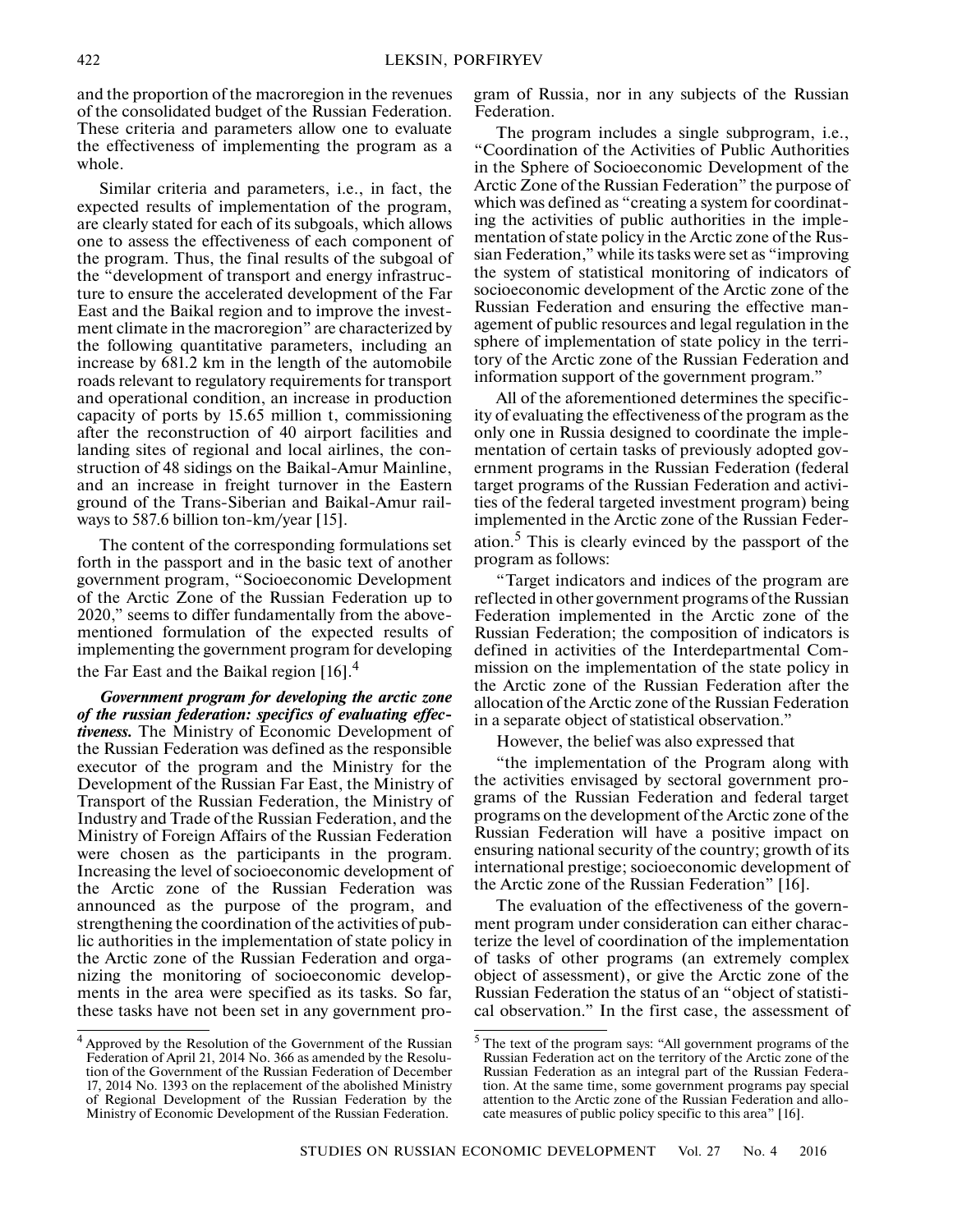and the proportion of the macroregion in the revenues of the consolidated budget of the Russian Federation. These criteria and parameters allow one to evaluate the effectiveness of implementing the program as a whole.

Similar criteria and parameters, i.e., in fact, the expected results of implementation of the program, are clearly stated for each of its subgoals, which allows one to assess the effectiveness of each component of the program. Thus, the final results of the subgoal of the "development of transport and energy infrastructure to ensure the accelerated development of the Far East and the Baikal region and to improve the investment climate in the macroregion" are characterized by the following quantitative parameters, including an increase by 681.2 km in the length of the automobile roads relevant to regulatory requirements for transport and operational condition, an increase in production capacity of ports by 15.65 million t, commissioning after the reconstruction of 40 airport facilities and landing sites of regional and local airlines, the construction of 48 sidings on the Baikal-Amur Mainline, and an increase in freight turnover in the Eastern ground of the Trans-Siberian and Baikal-Amur railways to 587.6 billion ton-km/year [15].

The content of the corresponding formulations set forth in the passport and in the basic text of another government program, "Socioeconomic Development of the Arctic Zone of the Russian Federation up to 2020," seems to differ fundamentally from the above-mentioned formulation of the expected results of implementing the government program for developing the Far East and the Baikal region [16].[4]

***Government program for developing the arctic zone of the russian federation: specifics of evaluating effectiveness.*** The Ministry of Economic Development of the Russian Federation was defined as the responsible executor of the program and the Ministry for the Development of the Russian Far East, the Ministry of Transport of the Russian Federation, the Ministry of Industry and Trade of the Russian Federation, and the Ministry of Foreign Affairs of the Russian Federation were chosen as the participants in the program. Increasing the level of socioeconomic development of the Arctic zone of the Russian Federation was announced as the purpose of the program, and strengthening the coordination of the activities of public authorities in the implementation of state policy in the Arctic zone of the Russian Federation and organizing the monitoring of socioeconomic developments in the area were specified as its tasks. So far, these tasks have not been set in any government program of Russia, nor in any subjects of the Russian Federation.

The program includes a single subprogram, i.e., "Coordination of the Activities of Public Authorities in the Sphere of Socioeconomic Development of the Arctic Zone of the Russian Federation" the purpose of which was defined as "creating a system for coordinating the activities of public authorities in the implementation of state policy in the Arctic zone of the Russian Federation," while its tasks were set as "improving the system of statistical monitoring of indicators of socioeconomic development of the Arctic zone of the Russian Federation and ensuring the effective management of public resources and legal regulation in the sphere of implementation of state policy in the territory of the Arctic zone of the Russian Federation and information support of the government program."

All of the aforementioned determines the specificity of evaluating the effectiveness of the program as the only one in Russia designed to coordinate the implementation of certain tasks of previously adopted government programs in the Russian Federation (federal target programs of the Russian Federation and activities of the federal targeted investment program) being implemented in the Arctic zone of the Russian Federation.[5] This is clearly evinced by the passport of the program as follows:

"Target indicators and indices of the program are reflected in other government programs of the Russian Federation implemented in the Arctic zone of the Russian Federation; the composition of indicators is defined in activities of the Interdepartmental Commission on the implementation of the state policy in the Arctic zone of the Russian Federation after the allocation of the Arctic zone of the Russian Federation in a separate object of statistical observation."

However, the belief was also expressed that

"the implementation of the Program along with the activities envisaged by sectoral government programs of the Russian Federation and federal target programs on the development of the Arctic zone of the Russian Federation will have a positive impact on ensuring national security of the country; growth of its international prestige; socioeconomic development of the Arctic zone of the Russian Federation" [16].

The evaluation of the effectiveness of the government program under consideration can either characterize the level of coordination of the implementation of tasks of other programs (an extremely complex object of assessment), or give the Arctic zone of the Russian Federation the status of an "object of statistical observation." In the first case, the assessment of

---

[4] Approved by the Resolution of the Government of the Russian Federation of April 21, 2014 No. 366 as amended by the Resolution of the Government of the Russian Federation of December 17, 2014 No. 1393 on the replacement of the abolished Ministry of Regional Development of the Russian Federation by the Ministry of Economic Development of the Russian Federation.

[5] The text of the program says: "All government programs of the Russian Federation act on the territory of the Arctic zone of the Russian Federation as an integral part of the Russian Federation. At the same time, some government programs pay special attention to the Arctic zone of the Russian Federation and allocate measures of public policy specific to this area" [16].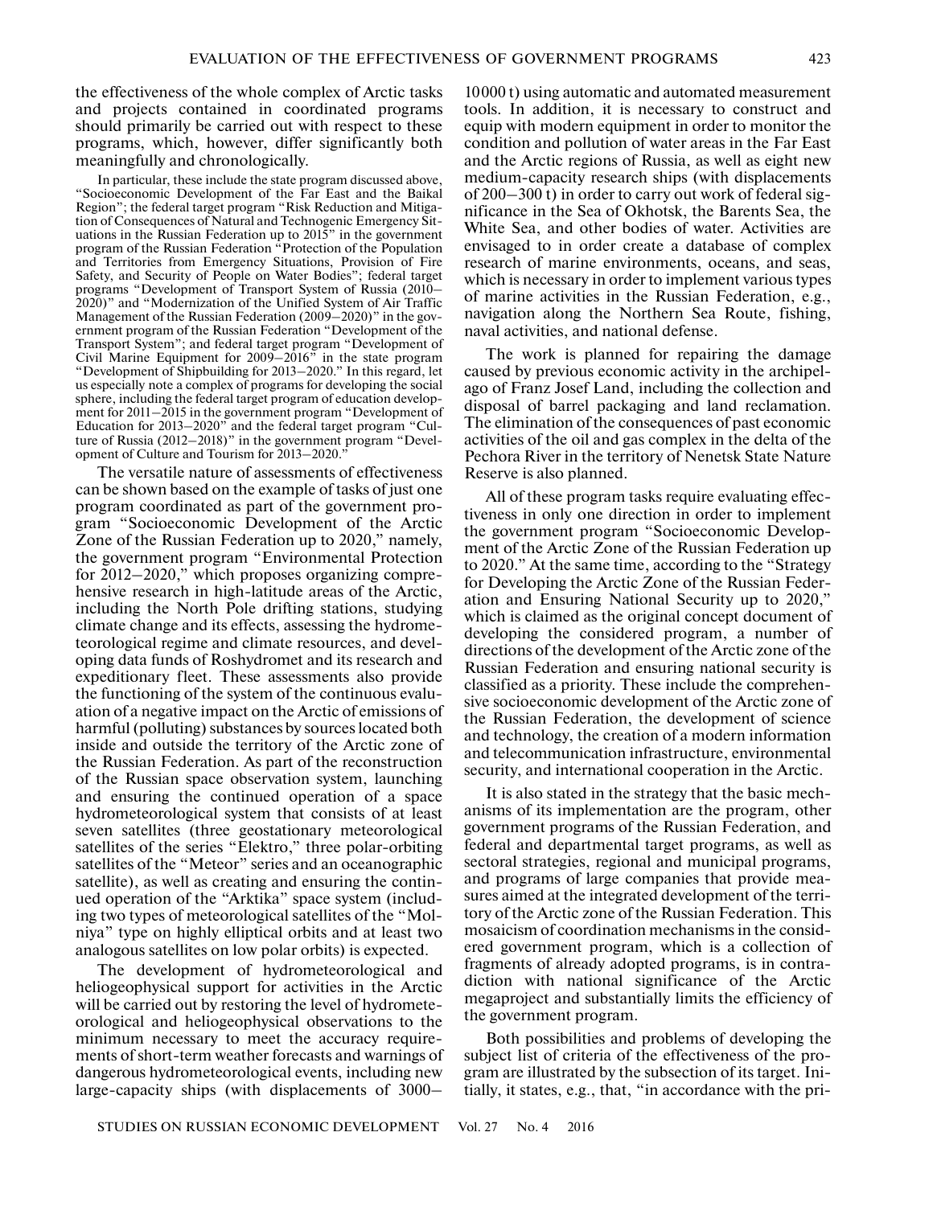the effectiveness of the whole complex of Arctic tasks and projects contained in coordinated programs should primarily be carried out with respect to these programs, which, however, differ significantly both meaningfully and chronologically.

In particular, these include the state program discussed above, "Socioeconomic Development of the Far East and the Baikal Region"; the federal target program "Risk Reduction and Mitigation of Consequences of Natural and Technogenic Emergency Situations in the Russian Federation up to 2015" in the government program of the Russian Federation "Protection of the Population and Territories from Emergency Situations, Provision of Fire Safety, and Security of People on Water Bodies"; federal target programs "Development of Transport System of Russia (2010–2020)" and "Modernization of the Unified System of Air Traffic Management of the Russian Federation (2009–2020)" in the government program of the Russian Federation "Development of the Transport System"; and federal target program "Development of Civil Marine Equipment for 2009–2016" in the state program "Development of Shipbuilding for 2013–2020." In this regard, let us especially note a complex of programs for developing the social sphere, including the federal target program of education development for 2011–2015 in the government program "Development of Education for 2013–2020" and the federal target program "Culture of Russia (2012–2018)" in the government program "Development of Culture and Tourism for 2013–2020."

The versatile nature of assessments of effectiveness can be shown based on the example of tasks of just one program coordinated as part of the government program "Socioeconomic Development of the Arctic Zone of the Russian Federation up to 2020," namely, the government program "Environmental Protection for 2012–2020," which proposes organizing comprehensive research in high-latitude areas of the Arctic, including the North Pole drifting stations, studying climate change and its effects, assessing the hydrometeorological regime and climate resources, and developing data funds of Roshydromet and its research and expeditionary fleet. These assessments also provide the functioning of the system of the continuous evaluation of a negative impact on the Arctic of emissions of harmful (polluting) substances by sources located both inside and outside the territory of the Arctic zone of the Russian Federation. As part of the reconstruction of the Russian space observation system, launching and ensuring the continued operation of a space hydrometeorological system that consists of at least seven satellites (three geostationary meteorological satellites of the series "Elektro," three polar-orbiting satellites of the "Meteor" series and an oceanographic satellite), as well as creating and ensuring the continued operation of the "Arktika" space system (including two types of meteorological satellites of the "Molniya" type on highly elliptical orbits and at least two analogous satellites on low polar orbits) is expected.

The development of hydrometeorological and heliogeophysical support for activities in the Arctic will be carried out by restoring the level of hydrometeorological and heliogeophysical observations to the minimum necessary to meet the accuracy requirements of short-term weather forecasts and warnings of dangerous hydrometeorological events, including new large-capacity ships (with displacements of 3000–10000 t) using automatic and automated measurement tools. In addition, it is necessary to construct and equip with modern equipment in order to monitor the condition and pollution of water areas in the Far East and the Arctic regions of Russia, as well as eight new medium-capacity research ships (with displacements of 200–300 t) in order to carry out work of federal significance in the Sea of Okhotsk, the Barents Sea, the White Sea, and other bodies of water. Activities are envisaged to in order create a database of complex research of marine environments, oceans, and seas, which is necessary in order to implement various types of marine activities in the Russian Federation, e.g., navigation along the Northern Sea Route, fishing, naval activities, and national defense.

The work is planned for repairing the damage caused by previous economic activity in the archipelago of Franz Josef Land, including the collection and disposal of barrel packaging and land reclamation. The elimination of the consequences of past economic activities of the oil and gas complex in the delta of the Pechora River in the territory of Nenetsk State Nature Reserve is also planned.

All of these program tasks require evaluating effectiveness in only one direction in order to implement the government program "Socioeconomic Development of the Arctic Zone of the Russian Federation up to 2020." At the same time, according to the "Strategy for Developing the Arctic Zone of the Russian Federation and Ensuring National Security up to 2020," which is claimed as the original concept document of developing the considered program, a number of directions of the development of the Arctic zone of the Russian Federation and ensuring national security is classified as a priority. These include the comprehensive socioeconomic development of the Arctic zone of the Russian Federation, the development of science and technology, the creation of a modern information and telecommunication infrastructure, environmental security, and international cooperation in the Arctic.

It is also stated in the strategy that the basic mechanisms of its implementation are the program, other government programs of the Russian Federation, and federal and departmental target programs, as well as sectoral strategies, regional and municipal programs, and programs of large companies that provide measures aimed at the integrated development of the territory of the Arctic zone of the Russian Federation. This mosaicism of coordination mechanisms in the considered government program, which is a collection of fragments of already adopted programs, is in contradiction with national significance of the Arctic megaproject and substantially limits the efficiency of the government program.

Both possibilities and problems of developing the subject list of criteria of the effectiveness of the program are illustrated by the subsection of its target. Initially, it states, e.g., that, "in accordance with the pri-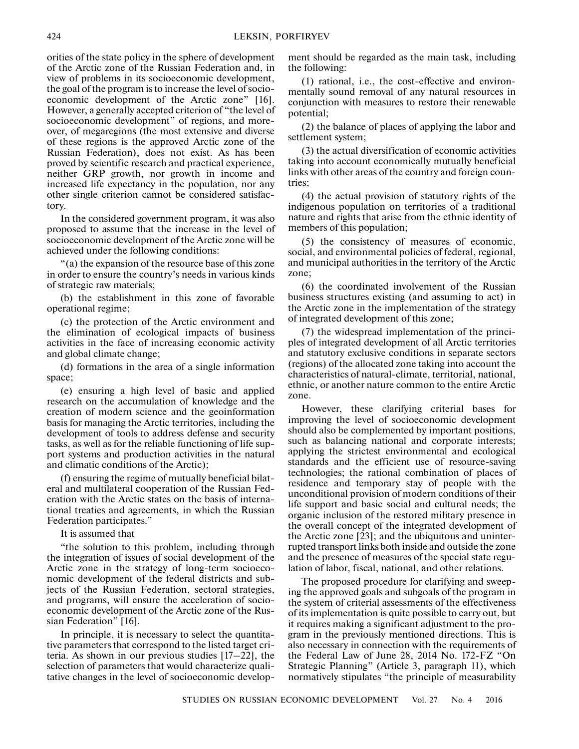orities of the state policy in the sphere of development of the Arctic zone of the Russian Federation and, in view of problems in its socioeconomic development, the goal of the program is to increase the level of socioeconomic development of the Arctic zone" [16]. However, a generally accepted criterion of "the level of socioeconomic development" of regions, and moreover, of megaregions (the most extensive and diverse of these regions is the approved Arctic zone of the Russian Federation), does not exist. As has been proved by scientific research and practical experience, neither GRP growth, nor growth in income and increased life expectancy in the population, nor any other single criterion cannot be considered satisfactory.

In the considered government program, it was also proposed to assume that the increase in the level of socioeconomic development of the Arctic zone will be achieved under the following conditions:

"(a) the expansion of the resource base of this zone in order to ensure the country's needs in various kinds of strategic raw materials;

(b) the establishment in this zone of favorable operational regime;

(c) the protection of the Arctic environment and the elimination of ecological impacts of business activities in the face of increasing economic activity and global climate change;

(d) formations in the area of a single information space;

(e) ensuring a high level of basic and applied research on the accumulation of knowledge and the creation of modern science and the geoinformation basis for managing the Arctic territories, including the development of tools to address defense and security tasks, as well as for the reliable functioning of life support systems and production activities in the natural and climatic conditions of the Arctic);

(f) ensuring the regime of mutually beneficial bilateral and multilateral cooperation of the Russian Federation with the Arctic states on the basis of international treaties and agreements, in which the Russian Federation participates."

It is assumed that

"the solution to this problem, including through the integration of issues of social development of the Arctic zone in the strategy of long-term socioeconomic development of the federal districts and subjects of the Russian Federation, sectoral strategies, and programs, will ensure the acceleration of socioeconomic development of the Arctic zone of the Russian Federation" [16].

In principle, it is necessary to select the quantitative parameters that correspond to the listed target criteria. As shown in our previous studies [17–22], the selection of parameters that would characterize qualitative changes in the level of socioeconomic development should be regarded as the main task, including the following:

(1) rational, i.e., the cost-effective and environmentally sound removal of any natural resources in conjunction with measures to restore their renewable potential;

(2) the balance of places of applying the labor and settlement system;

(3) the actual diversification of economic activities taking into account economically mutually beneficial links with other areas of the country and foreign countries;

(4) the actual provision of statutory rights of the indigenous population on territories of a traditional nature and rights that arise from the ethnic identity of members of this population;

(5) the consistency of measures of economic, social, and environmental policies of federal, regional, and municipal authorities in the territory of the Arctic zone;

(6) the coordinated involvement of the Russian business structures existing (and assuming to act) in the Arctic zone in the implementation of the strategy of integrated development of this zone;

(7) the widespread implementation of the principles of integrated development of all Arctic territories and statutory exclusive conditions in separate sectors (regions) of the allocated zone taking into account the characteristics of natural-climate, territorial, national, ethnic, or another nature common to the entire Arctic zone.

However, these clarifying criterial bases for improving the level of socioeconomic development should also be complemented by important positions, such as balancing national and corporate interests; applying the strictest environmental and ecological standards and the efficient use of resource-saving technologies; the rational combination of places of residence and temporary stay of people with the unconditional provision of modern conditions of their life support and basic social and cultural needs; the organic inclusion of the restored military presence in the overall concept of the integrated development of the Arctic zone [23]; and the ubiquitous and uninterrupted transport links both inside and outside the zone and the presence of measures of the special state regulation of labor, fiscal, national, and other relations.

The proposed procedure for clarifying and sweeping the approved goals and subgoals of the program in the system of criterial assessments of the effectiveness of its implementation is quite possible to carry out, but it requires making a significant adjustment to the program in the previously mentioned directions. This is also necessary in connection with the requirements of the Federal Law of June 28, 2014 No. 172-FZ "On Strategic Planning" (Article 3, paragraph 11), which normatively stipulates "the principle of measurability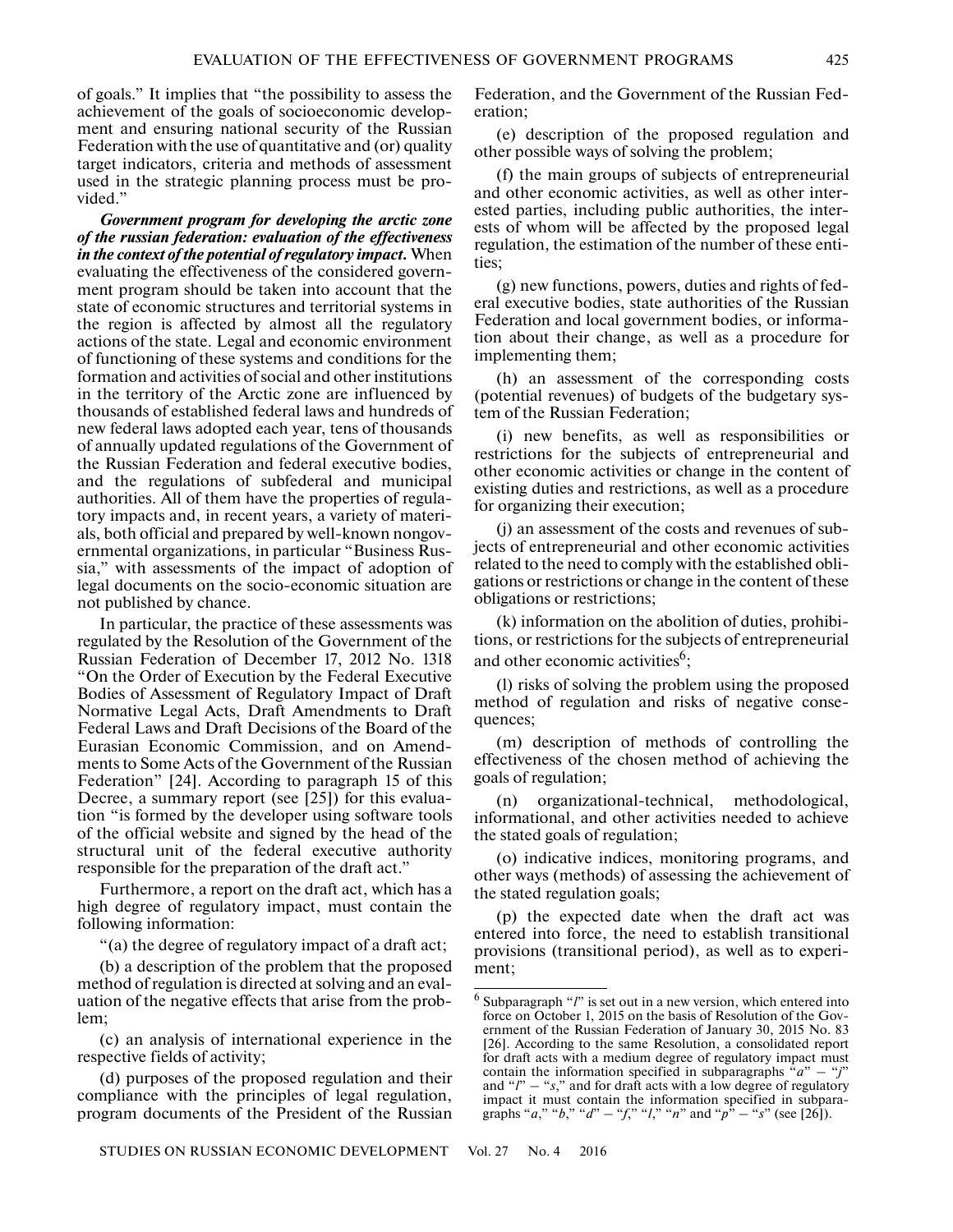of goals." It implies that "the possibility to assess the achievement of the goals of socioeconomic development and ensuring national security of the Russian Federation with the use of quantitative and (or) quality target indicators, criteria and methods of assessment used in the strategic planning process must be provided."

***Government program for developing the arctic zone of the russian federation: evaluation of the effectiveness in the context of the potential of regulatory impact.*** When evaluating the effectiveness of the considered government program should be taken into account that the state of economic structures and territorial systems in the region is affected by almost all the regulatory actions of the state. Legal and economic environment of functioning of these systems and conditions for the formation and activities of social and other institutions in the territory of the Arctic zone are influenced by thousands of established federal laws and hundreds of new federal laws adopted each year, tens of thousands of annually updated regulations of the Government of the Russian Federation and federal executive bodies, and the regulations of subfederal and municipal authorities. All of them have the properties of regulatory impacts and, in recent years, a variety of materials, both official and prepared by well-known nongovernmental organizations, in particular "Business Russia," with assessments of the impact of adoption of legal documents on the socio-economic situation are not published by chance.

In particular, the practice of these assessments was regulated by the Resolution of the Government of the Russian Federation of December 17, 2012 No. 1318 "On the Order of Execution by the Federal Executive Bodies of Assessment of Regulatory Impact of Draft Normative Legal Acts, Draft Amendments to Draft Federal Laws and Draft Decisions of the Board of the Eurasian Economic Commission, and on Amendments to Some Acts of the Government of the Russian Federation" [24]. According to paragraph 15 of this Decree, a summary report (see [25]) for this evaluation "is formed by the developer using software tools of the official website and signed by the head of the structural unit of the federal executive authority responsible for the preparation of the draft act."

Furthermore, a report on the draft act, which has a high degree of regulatory impact, must contain the following information:

"(a) the degree of regulatory impact of a draft act;

(b) a description of the problem that the proposed method of regulation is directed at solving and an evaluation of the negative effects that arise from the problem;

(c) an analysis of international experience in the respective fields of activity;

(d) purposes of the proposed regulation and their compliance with the principles of legal regulation, program documents of the President of the Russian Federation, and the Government of the Russian Federation;

(e) description of the proposed regulation and other possible ways of solving the problem;

(f) the main groups of subjects of entrepreneurial and other economic activities, as well as other interested parties, including public authorities, the interests of whom will be affected by the proposed legal regulation, the estimation of the number of these entities;

(g) new functions, powers, duties and rights of federal executive bodies, state authorities of the Russian Federation and local government bodies, or information about their change, as well as a procedure for implementing them;

(h) an assessment of the corresponding costs (potential revenues) of budgets of the budgetary system of the Russian Federation;

(i) new benefits, as well as responsibilities or restrictions for the subjects of entrepreneurial and other economic activities or change in the content of existing duties and restrictions, as well as a procedure for organizing their execution;

(j) an assessment of the costs and revenues of subjects of entrepreneurial and other economic activities related to the need to comply with the established obligations or restrictions or change in the content of these obligations or restrictions;

(k) information on the abolition of duties, prohibitions, or restrictions for the subjects of entrepreneurial and other economic activities[6];

(l) risks of solving the problem using the proposed method of regulation and risks of negative consequences;

(m) description of methods of controlling the effectiveness of the chosen method of achieving the goals of regulation;

(n) organizational-technical, methodological, informational, and other activities needed to achieve the stated goals of regulation;

(o) indicative indices, monitoring programs, and other ways (methods) of assessing the achievement of the stated regulation goals;

(p) the expected date when the draft act was entered into force, the need to establish transitional provisions (transitional period), as well as to experiment;

[6] Subparagraph "*l*" is set out in a new version, which entered into force on October 1, 2015 on the basis of Resolution of the Government of the Russian Federation of January 30, 2015 No. 83 [26]. According to the same Resolution, a consolidated report for draft acts with a medium degree of regulatory impact must contain the information specified in subparagraphs "*a*" – "*j*" and "*l*" – "*s*," and for draft acts with a low degree of regulatory impact it must contain the information specified in subparagraphs "*a*," "*b*," "*d*" – "*f*," "*l*," "*n*" and "*p*" – "*s*" (see [26]).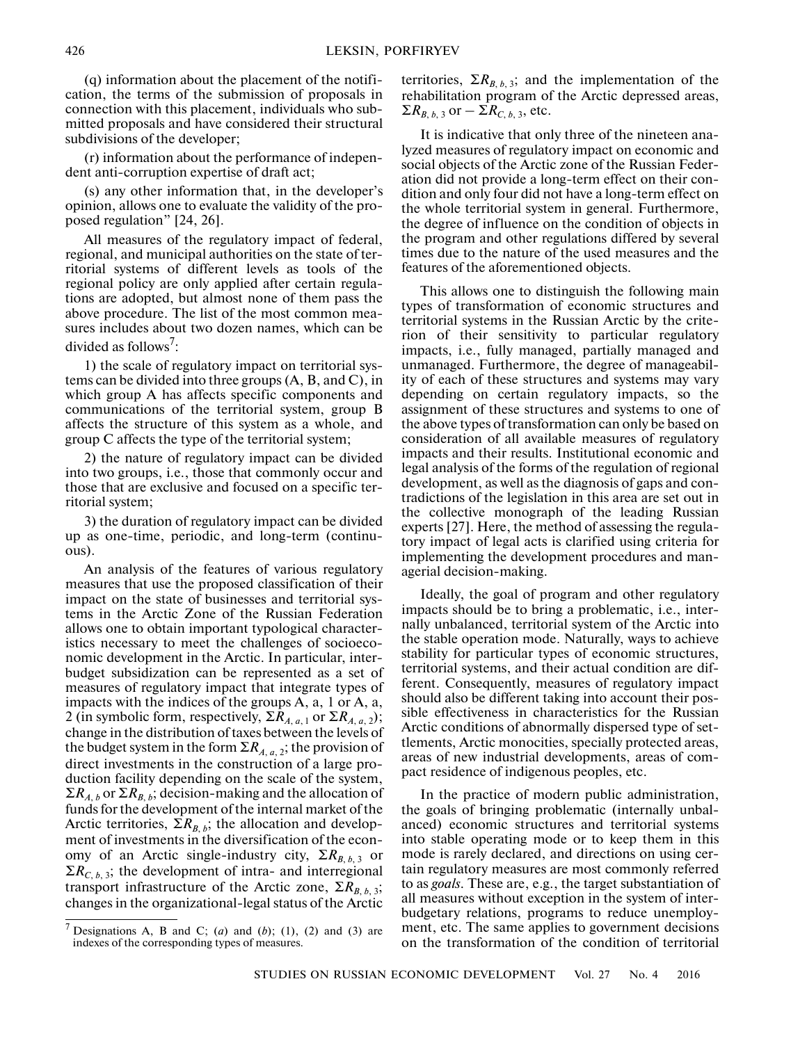(q) information about the placement of the notification, the terms of the submission of proposals in connection with this placement, individuals who submitted proposals and have considered their structural subdivisions of the developer;

(r) information about the performance of independent anti-corruption expertise of draft act;

(s) any other information that, in the developer's opinion, allows one to evaluate the validity of the proposed regulation" [24, 26].

All measures of the regulatory impact of federal, regional, and municipal authorities on the state of territorial systems of different levels as tools of the regional policy are only applied after certain regulations are adopted, but almost none of them pass the above procedure. The list of the most common measures includes about two dozen names, which can be divided as follows[7]:

1) the scale of regulatory impact on territorial systems can be divided into three groups (A, B, and C), in which group A has affects specific components and communications of the territorial system, group B affects the structure of this system as a whole, and group C affects the type of the territorial system;

2) the nature of regulatory impact can be divided into two groups, i.e., those that commonly occur and those that are exclusive and focused on a specific territorial system;

3) the duration of regulatory impact can be divided up as one-time, periodic, and long-term (continuous).

An analysis of the features of various regulatory measures that use the proposed classification of their impact on the state of businesses and territorial systems in the Arctic Zone of the Russian Federation allows one to obtain important typological characteristics necessary to meet the challenges of socioeconomic development in the Arctic. In particular, interbudget subsidization can be represented as a set of measures of regulatory impact that integrate types of impacts with the indices of the groups A, a, 1 or A, a, 2 (in symbolic form, respectively, $\Sigma R_{A,\,a,\,1}$ or $\Sigma R_{A,\,a,\,2}$); change in the distribution of taxes between the levels of the budget system in the form $\Sigma R_{A,\,a,\,2}$; the provision of direct investments in the construction of a large production facility depending on the scale of the system, $\Sigma R_{A,\,b}$ or $\Sigma R_{B,\,b}$; decision-making and the allocation of funds for the development of the internal market of the Arctic territories, $\Sigma R_{B,\,b}$; the allocation and development of investments in the diversification of the economy of an Arctic single-industry city, $\Sigma R_{B,\,b,\,3}$ or $\Sigma R_{C,\,b,\,3}$; the development of intra- and interregional transport infrastructure of the Arctic zone, $\Sigma R_{B,\,b,\,3}$; changes in the organizational-legal status of the Arctic territories, $\Sigma R_{B,\,b,\,3}$; and the implementation of the rehabilitation program of the Arctic depressed areas, $\Sigma R_{B,\,b,\,3}$ or $-\Sigma R_{C,\,b,\,3}$, etc.

It is indicative that only three of the nineteen analyzed measures of regulatory impact on economic and social objects of the Arctic zone of the Russian Federation did not provide a long-term effect on their condition and only four did not have a long-term effect on the whole territorial system in general. Furthermore, the degree of influence on the condition of objects in the program and other regulations differed by several times due to the nature of the used measures and the features of the aforementioned objects.

This allows one to distinguish the following main types of transformation of economic structures and territorial systems in the Russian Arctic by the criterion of their sensitivity to particular regulatory impacts, i.e., fully managed, partially managed and unmanaged. Furthermore, the degree of manageability of each of these structures and systems may vary depending on certain regulatory impacts, so the assignment of these structures and systems to one of the above types of transformation can only be based on consideration of all available measures of regulatory impacts and their results. Institutional economic and legal analysis of the forms of the regulation of regional development, as well as the diagnosis of gaps and contradictions of the legislation in this area are set out in the collective monograph of the leading Russian experts [27]. Here, the method of assessing the regulatory impact of legal acts is clarified using criteria for implementing the development procedures and managerial decision-making.

Ideally, the goal of program and other regulatory impacts should be to bring a problematic, i.e., internally unbalanced, territorial system of the Arctic into the stable operation mode. Naturally, ways to achieve stability for particular types of economic structures, territorial systems, and their actual condition are different. Consequently, measures of regulatory impact should also be different taking into account their possible effectiveness in characteristics for the Russian Arctic conditions of abnormally dispersed type of settlements, Arctic monocities, specially protected areas, areas of new industrial developments, areas of compact residence of indigenous peoples, etc.

In the practice of modern public administration, the goals of bringing problematic (internally unbalanced) economic structures and territorial systems into stable operating mode or to keep them in this mode is rarely declared, and directions on using certain regulatory measures are most commonly referred to as *goals*. These are, e.g., the target substantiation of all measures without exception in the system of interbudgetary relations, programs to reduce unemployment, etc. The same applies to government decisions on the transformation of the condition of territorial

[7] Designations A, B and C; (*a*) and (*b*); (1), (2) and (3) are indexes of the corresponding types of measures.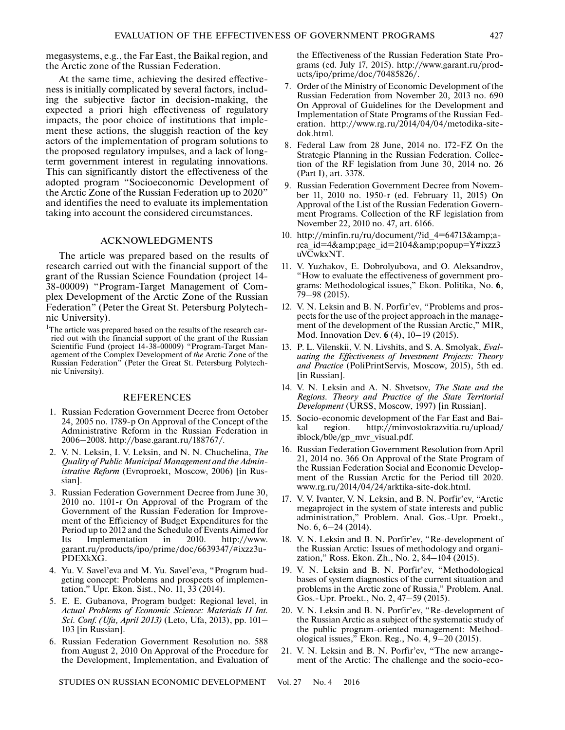megasystems, e.g., the Far East, the Baikal region, and the Arctic zone of the Russian Federation.

At the same time, achieving the desired effectiveness is initially complicated by several factors, including the subjective factor in decision-making, the expected a priori high effectiveness of regulatory impacts, the poor choice of institutions that implement these actions, the sluggish reaction of the key actors of the implementation of program solutions to the proposed regulatory impulses, and a lack of long-term government interest in regulating innovations. This can significantly distort the effectiveness of the adopted program "Socioeconomic Development of the Arctic Zone of the Russian Federation up to 2020" and identifies the need to evaluate its implementation taking into account the considered circumstances.

## ACKNOWLEDGMENTS

The article was prepared based on the results of research carried out with the financial support of the grant of the Russian Science Foundation (project 14-38-00009) "Program-Target Management of Complex Development of the Arctic Zone of the Russian Federation" (Peter the Great St. Petersburg Polytechnic University).

[1]The article was prepared based on the results of the research carried out with the financial support of the grant of the Russian Scientific Fund (project 14-38-00009) "Program-Target Management of the Complex Development of *the* Arctic Zone of the Russian Federation" (Peter the Great St. Petersburg Polytechnic University).

## REFERENCES

1. Russian Federation Government Decree from October 24, 2005 no. 1789-p On Approval of the Concept of the Administrative Reform in the Russian Federation in 2006–2008. http://base.garant.ru/188767/.
2. V. N. Leksin, I. V. Leksin, and N. N. Chuchelina, *The Quality of Public Municipal Management and the Administrative Reform* (Evroproekt, Moscow, 2006) [in Russian].
3. Russian Federation Government Decree from June 30, 2010 no. 1101-r On Approval of the Program of the Government of the Russian Federation for Improvement of the Efficiency of Budget Expenditures for the Period up to 2012 and the Schedule of Events Aimed for Its Implementation in 2010. http://www.garant.ru/products/ipo/prime/doc/6639347/#ixzz3u-PDEXkXG.
4. Yu. V. Savel'eva and M. Yu. Savel'eva, "Program budgeting concept: Problems and prospects of implementation," Upr. Ekon. Sist., No. 11, 33 (2014).
5. E. E. Gubanova, Program budget: Regional level, in *Actual Problems of Economic Science: Materials II Int. Sci. Conf. (Ufa, April 2013)* (Leto, Ufa, 2013), pp. 101–103 [in Russian].
6. Russian Federation Government Resolution no. 588 from August 2, 2010 On Approval of the Procedure for the Development, Implementation, and Evaluation of the Effectiveness of the Russian Federation State Programs (ed. July 17, 2015). http://www.garant.ru/products/ipo/prime/doc/70485826/.
7. Order of the Ministry of Economic Development of the Russian Federation from November 20, 2013 no. 690 On Approval of Guidelines for the Development and Implementation of State Programs of the Russian Federation. http://www.rg.ru/2014/04/04/metodika-site-dok.html.
8. Federal Law from 28 June, 2014 no. 172-FZ On the Strategic Planning in the Russian Federation. Collection of the RF legislation from June 30, 2014 no. 26 (Part I), art. 3378.
9. Russian Federation Government Decree from November 11, 2010 no. 1950-r (ed. February 11, 2015) On Approval of the List of the Russian Federation Government Programs. Collection of the RF legislation from November 22, 2010 no. 47, art. 6166.
10. http://minfin.ru/ru/document/?id_4=64713&amp;area_id=4&amp;page_id=2104&amp;popup=Y#ixzz3uVCwkxNT.
11. V. Yuzhakov, E. Dobrolyubova, and O. Aleksandrov, "How to evaluate the effectiveness of government programs: Methodological issues," Ekon. Politika, No. **6**, 79–98 (2015).
12. V. N. Leksin and B. N. Porfir'ev, "Problems and prospects for the use of the project approach in the management of the development of the Russian Arctic," MIR, Mod. Innovation Dev. **6** (4), 10–19 (2015).
13. P. L. Vilenskii, V. N. Livshits, and S. A. Smolyak, *Evaluating the Effectiveness of Investment Projects: Theory and Practice* (PoliPrintServis, Moscow, 2015), 5th ed. [in Russian].
14. V. N. Leksin and A. N. Shvetsov, *The State and the Regions. Theory and Practice of the State Territorial Development* (URSS, Moscow, 1997) [in Russian].
15. Socio-economic development of the Far East and Baikal region. http://minvostokrazvitia.ru/upload/iblock/b0e/gp_mvr_visual.pdf.
16. Russian Federation Government Resolution from April 21, 2014 no. 366 On Approval of the State Program of the Russian Federation Social and Economic Development of the Russian Arctic for the Period till 2020. www.rg.ru/2014/04/24/arktika-site-dok.html.
17. V. V. Ivanter, V. N. Leksin, and B. N. Porfir'ev, "Arctic megaproject in the system of state interests and public administration," Problem. Anal. Gos.-Upr. Proekt., No. 6, 6–24 (2014).
18. V. N. Leksin and B. N. Porfir'ev, "Re-development of the Russian Arctic: Issues of methodology and organization," Ross. Ekon. Zh., No. 2, 84–104 (2015).
19. V. N. Leksin and B. N. Porfir'ev, "Methodological bases of system diagnostics of the current situation and problems in the Arctic zone of Russia," Problem. Anal. Gos.-Upr. Proekt., No. 2, 47–59 (2015).
20. V. N. Leksin and B. N. Porfir'ev, "Re-development of the Russian Arctic as a subject of the systematic study of the public program-oriented management: Methodological issues," Ekon. Reg., No. 4, 9–20 (2015).
21. V. N. Leksin and B. N. Porfir'ev, "The new arrangement of the Arctic: The challenge and the socio-eco-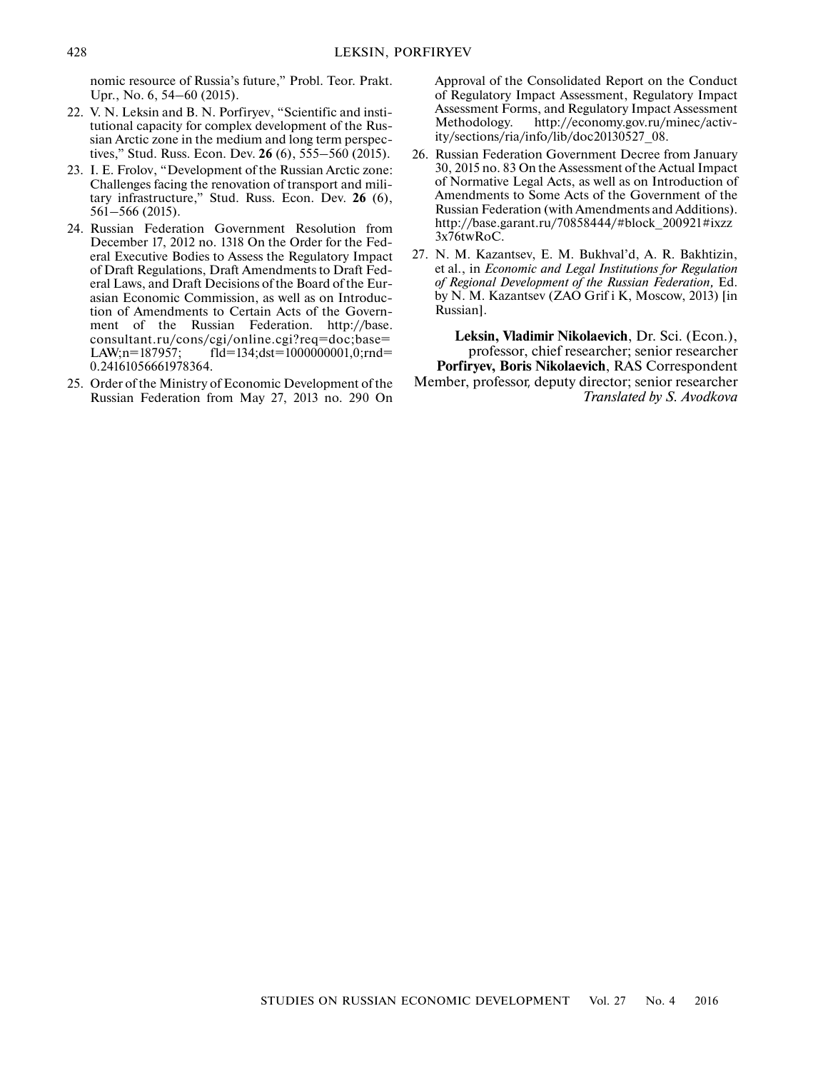nomic resource of Russia's future," Probl. Teor. Prakt. Upr., No. 6, 54–60 (2015).

22. V. N. Leksin and B. N. Porfiryev, "Scientific and institutional capacity for complex development of the Russian Arctic zone in the medium and long term perspectives," Stud. Russ. Econ. Dev. **26** (6), 555–560 (2015).
23. I. E. Frolov, "Development of the Russian Arctic zone: Challenges facing the renovation of transport and military infrastructure," Stud. Russ. Econ. Dev. **26** (6), 561–566 (2015).
24. Russian Federation Government Resolution from December 17, 2012 no. 1318 On the Order for the Federal Executive Bodies to Assess the Regulatory Impact of Draft Regulations, Draft Amendments to Draft Federal Laws, and Draft Decisions of the Board of the Eurasian Economic Commission, as well as on Introduction of Amendments to Certain Acts of the Government of the Russian Federation. http://base.consultant.ru/cons/cgi/online.cgi?req=doc;base=LAW;n=187957; fld=134;dst=1000000001,0;rnd=0.24161056661978364.
25. Order of the Ministry of Economic Development of the Russian Federation from May 27, 2013 no. 290 On Approval of the Consolidated Report on the Conduct of Regulatory Impact Assessment, Regulatory Impact Assessment Forms, and Regulatory Impact Assessment Methodology. http://economy.gov.ru/minec/activity/sections/ria/info/lib/doc20130527_08.
26. Russian Federation Government Decree from January 30, 2015 no. 83 On the Assessment of the Actual Impact of Normative Legal Acts, as well as on Introduction of Amendments to Some Acts of the Government of the Russian Federation (with Amendments and Additions). http://base.garant.ru/70858444/#block_200921#ixzz3x76twRoC.
27. N. M. Kazantsev, E. M. Bukhval'd, A. R. Bakhtizin, et al., in *Economic and Legal Institutions for Regulation of Regional Development of the Russian Federation,* Ed. by N. M. Kazantsev (ZAO Grif i K, Moscow, 2013) [in Russian].

**Leksin, Vladimir Nikolaevich**, Dr. Sci. (Econ.), professor, chief researcher; senior researcher
**Porfiryev, Boris Nikolaevich**, RAS Correspondent Member, professor, deputy director; senior researcher
*Translated by S. Avodkova*